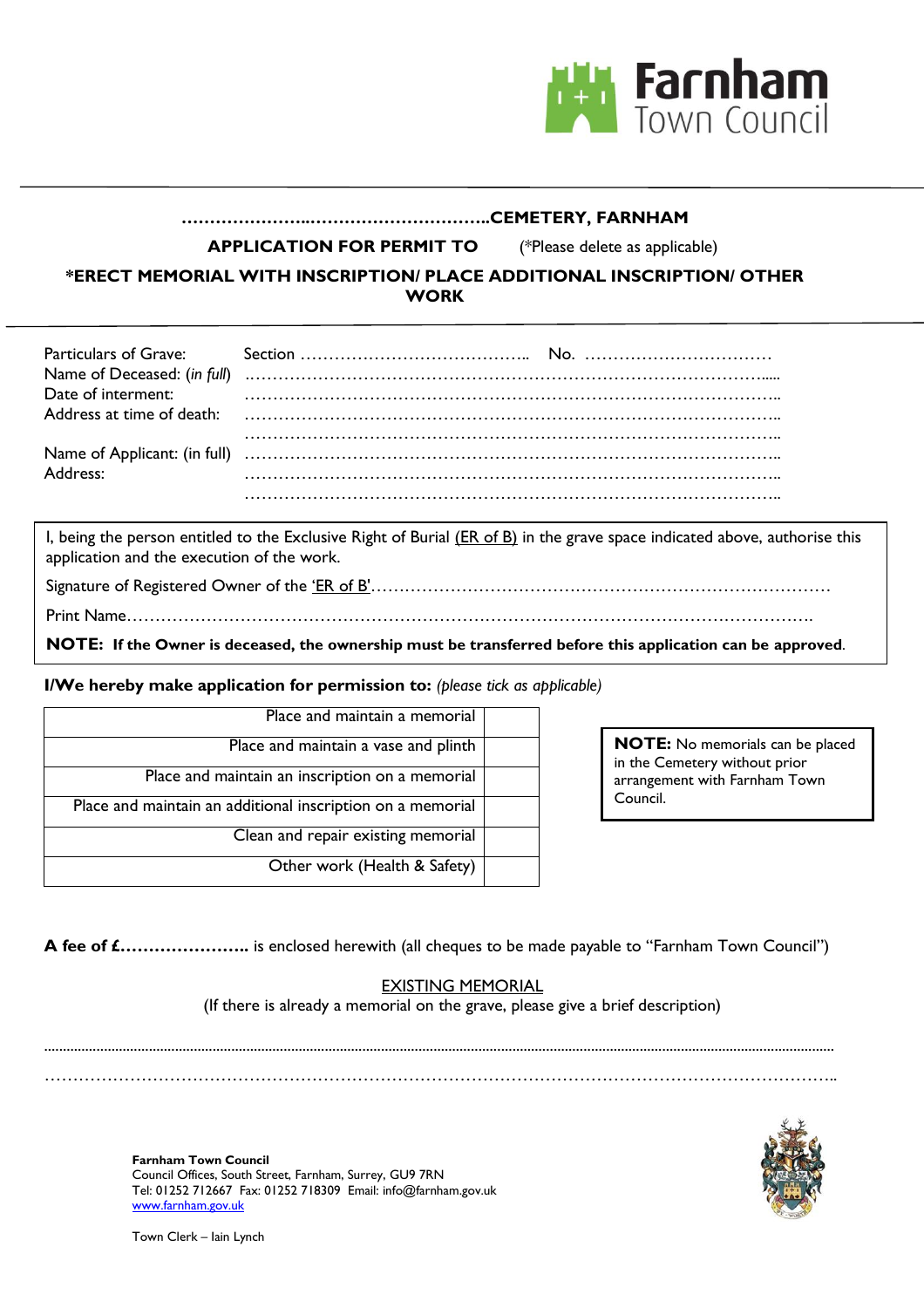Farnham Town Council

**…………………..…………………………..CEMETERY, FARNHAM**

**APPLICATION FOR PERMIT TO** (*Please delete as applicable)

**\*ERECT MEMORIAL WITH INSCRIPTION/ PLACE ADDITIONAL INSCRIPTION/ OTHER WORK**

Particulars of Grave: Section ………………………………….. No. ……………………………

Name of Deceased: (*in full*) ………………………………………………………………………………

Date of interment: ………………………………………………………………………………

Address at time of death: ………………………………………………………………………………

………………………………………………………………………………

Name of Applicant: (in full) ………………………………………………………………………………

Address: ………………………………………………………………………………

………………………………………………………………………………

I, being the person entitled to the Exclusive Right of Burial (ER of B) in the grave space indicated above, authorise this application and the execution of the work.

Signature of Registered Owner of the 'ER of B'……………………………………………………………………

Print Name…………………………………………………………………………………………………….

**NOTE: If the Owner is deceased, the ownership must be transferred before this application can be approved**.

**I/We hereby make application for permission to:** *(please tick as applicable)*

| | |
|---|---|
| Place and maintain a memorial | |
| Place and maintain a vase and plinth | |
| Place and maintain an inscription on a memorial | |
| Place and maintain an additional inscription on a memorial | |
| Clean and repair existing memorial | |
| Other work (Health & Safety) | |

**NOTE:** No memorials can be placed in the Cemetery without prior arrangement with Farnham Town Council.

**A fee of £…………………..** is enclosed herewith (all cheques to be made payable to "Farnham Town Council")

EXISTING MEMORIAL

(If there is already a memorial on the grave, please give a brief description)

………………………………………………………………………………………………………………

………………………………………………………………………………………………………………

**Farnham Town Council**
Council Offices, South Street, Farnham, Surrey, GU9 7RN
Tel: 01252 712667 Fax: 01252 718309 Email: info@farnham.gov.uk
www.farnham.gov.uk

Town Clerk – Iain Lynch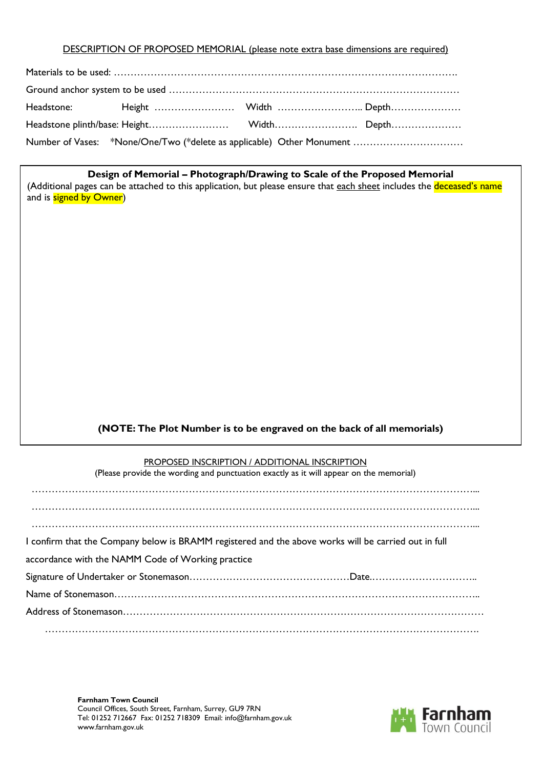DESCRIPTION OF PROPOSED MEMORIAL (please note extra base dimensions are required)

Materials to be used: ……………………………………………………………………………………………..

Ground anchor system to be used ………………………………………………………………………………

Headstone: Height …………………… Width …………………….. Depth…………………

Headstone plinth/base: Height…………………… Width……………………. Depth…………………

Number of Vases: *None/One/Two (*delete as applicable) Other Monument ……………………………

**Design of Memorial – Photograph/Drawing to Scale of the Proposed Memorial**

(Additional pages can be attached to this application, but please ensure that each sheet includes the deceased's name and is signed by Owner)

**(NOTE: The Plot Number is to be engraved on the back of all memorials)**

PROPOSED INSCRIPTION / ADDITIONAL INSCRIPTION

(Please provide the wording and punctuation exactly as it will appear on the memorial)

…………………………………………………………………………………………………………………....

…………………………………………………………………………………………………………………....

…………………………………………………………………………………………………………………....

I confirm that the Company below is BRAMM registered and the above works will be carried out in full accordance with the NAMM Code of Working practice

Signature of Undertaker or Stonemason…………………………………………Date.…………………………..

Name of Stonemason……………………………………………………………………………………………..

Address of Stonemason…………………………………………………………………………………………

……………………………………………………………………………………………………………….

**Farnham Town Council**
Council Offices, South Street, Farnham, Surrey, GU9 7RN
Tel: 01252 712667 Fax: 01252 718309 Email: info@farnham.gov.uk
www.farnham.gov.uk

Farnham Town Council